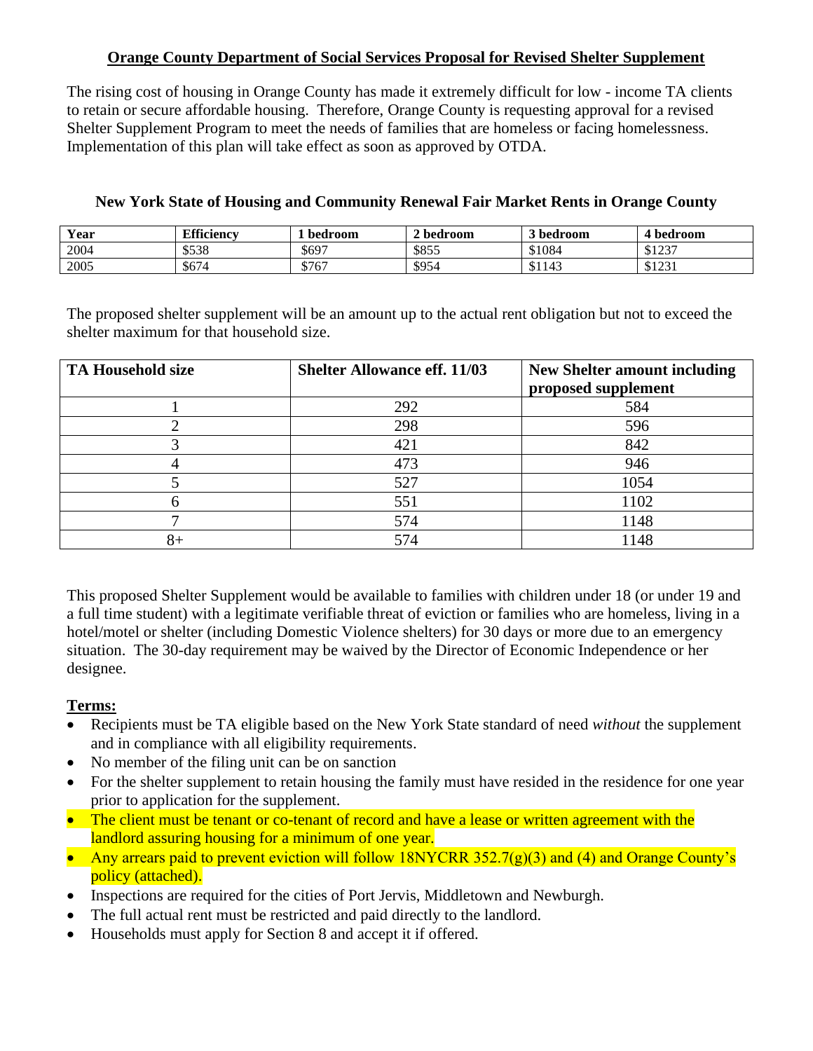# Orange County Department of Social Services Proposal for Revised Shelter Supplement

The rising cost of housing in Orange County has made it extremely difficult for low - income TA clients to retain or secure affordable housing. Therefore, Orange County is requesting approval for a revised Shelter Supplement Program to meet the needs of families that are homeless or facing homelessness. Implementation of this plan will take effect as soon as approved by OTDA.

## New York State of Housing and Community Renewal Fair Market Rents in Orange County

| Year | Efficiency | 1 bedroom | 2 bedroom | 3 bedroom | 4 bedroom |
|---|---|---|---|---|---|
| 2004 | $538 | $697 | $855 | $1084 | $1237 |
| 2005 | $674 | $767 | $954 | $1143 | $1231 |

The proposed shelter supplement will be an amount up to the actual rent obligation but not to exceed the shelter maximum for that household size.

| TA Household size | Shelter Allowance eff. 11/03 | New Shelter amount including proposed supplement |
|---|---|---|
| 1 | 292 | 584 |
| 2 | 298 | 596 |
| 3 | 421 | 842 |
| 4 | 473 | 946 |
| 5 | 527 | 1054 |
| 6 | 551 | 1102 |
| 7 | 574 | 1148 |
| 8+ | 574 | 1148 |

This proposed Shelter Supplement would be available to families with children under 18 (or under 19 and a full time student) with a legitimate verifiable threat of eviction or families who are homeless, living in a hotel/motel or shelter (including Domestic Violence shelters) for 30 days or more due to an emergency situation. The 30-day requirement may be waived by the Director of Economic Independence or her designee.

**Terms:**

- Recipients must be TA eligible based on the New York State standard of need *without* the supplement and in compliance with all eligibility requirements.
- No member of the filing unit can be on sanction
- For the shelter supplement to retain housing the family must have resided in the residence for one year prior to application for the supplement.
- The client must be tenant or co-tenant of record and have a lease or written agreement with the landlord assuring housing for a minimum of one year.
- Any arrears paid to prevent eviction will follow 18NYCRR 352.7(g)(3) and (4) and Orange County's policy (attached).
- Inspections are required for the cities of Port Jervis, Middletown and Newburgh.
- The full actual rent must be restricted and paid directly to the landlord.
- Households must apply for Section 8 and accept it if offered.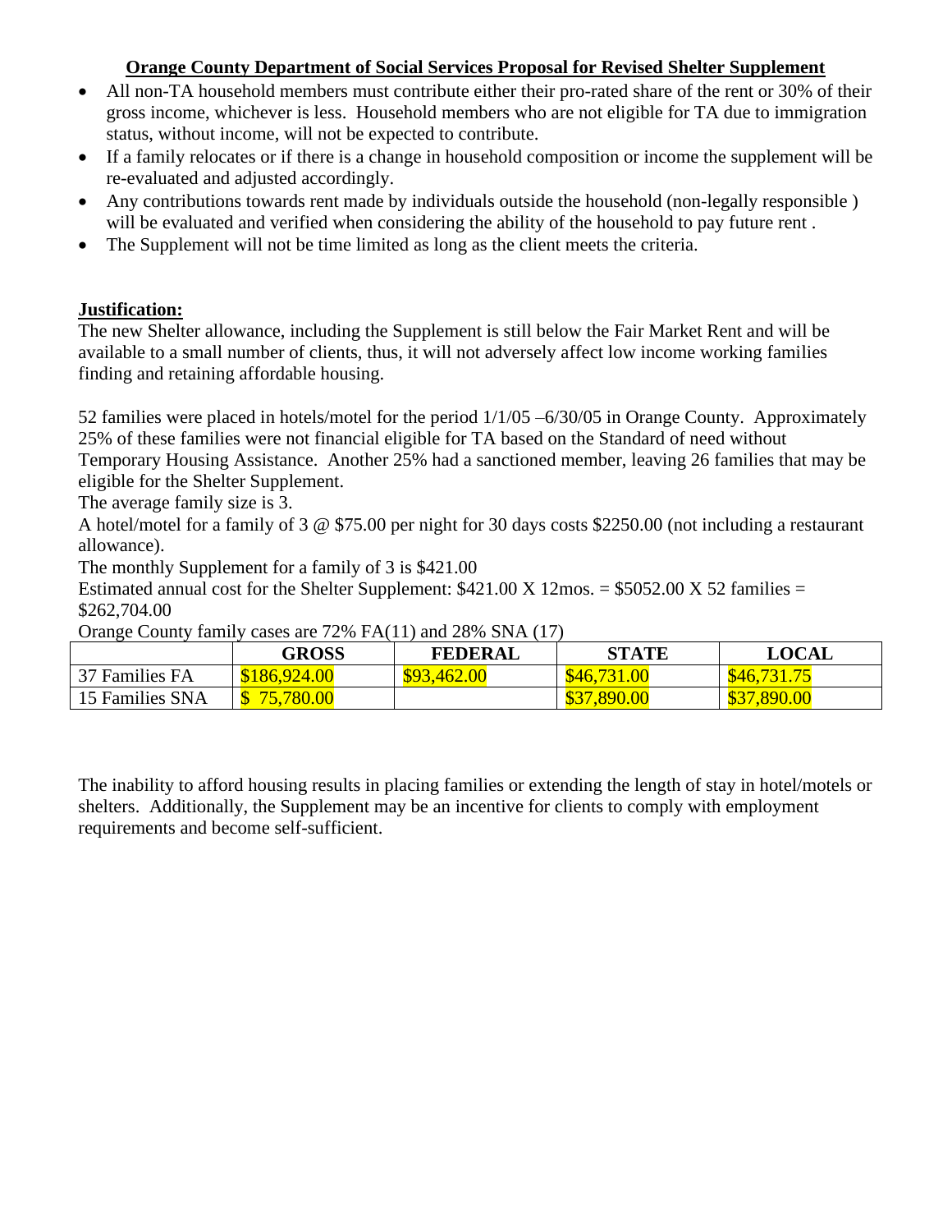**Orange County Department of Social Services Proposal for Revised Shelter Supplement**

- All non-TA household members must contribute either their pro-rated share of the rent or 30% of their gross income, whichever is less. Household members who are not eligible for TA due to immigration status, without income, will not be expected to contribute.
- If a family relocates or if there is a change in household composition or income the supplement will be re-evaluated and adjusted accordingly.
- Any contributions towards rent made by individuals outside the household (non-legally responsible ) will be evaluated and verified when considering the ability of the household to pay future rent .
- The Supplement will not be time limited as long as the client meets the criteria.

**Justification:**

The new Shelter allowance, including the Supplement is still below the Fair Market Rent and will be available to a small number of clients, thus, it will not adversely affect low income working families finding and retaining affordable housing.

52 families were placed in hotels/motel for the period 1/1/05 –6/30/05 in Orange County. Approximately 25% of these families were not financial eligible for TA based on the Standard of need without Temporary Housing Assistance. Another 25% had a sanctioned member, leaving 26 families that may be eligible for the Shelter Supplement.

The average family size is 3.

A hotel/motel for a family of 3 @ $75.00 per night for 30 days costs $2250.00 (not including a restaurant allowance).

The monthly Supplement for a family of 3 is $421.00

Estimated annual cost for the Shelter Supplement: $421.00 X 12mos. = $5052.00 X 52 families = $262,704.00

Orange County family cases are 72% FA(11) and 28% SNA (17)

| | GROSS | FEDERAL | STATE | LOCAL |
|---|---|---|---|---|
| 37 Families FA | $186,924.00 | $93,462.00 | $46,731.00 | $46,731.75 |
| 15 Families SNA | $ 75,780.00 | | $37,890.00 | $37,890.00 |

The inability to afford housing results in placing families or extending the length of stay in hotel/motels or shelters. Additionally, the Supplement may be an incentive for clients to comply with employment requirements and become self-sufficient.